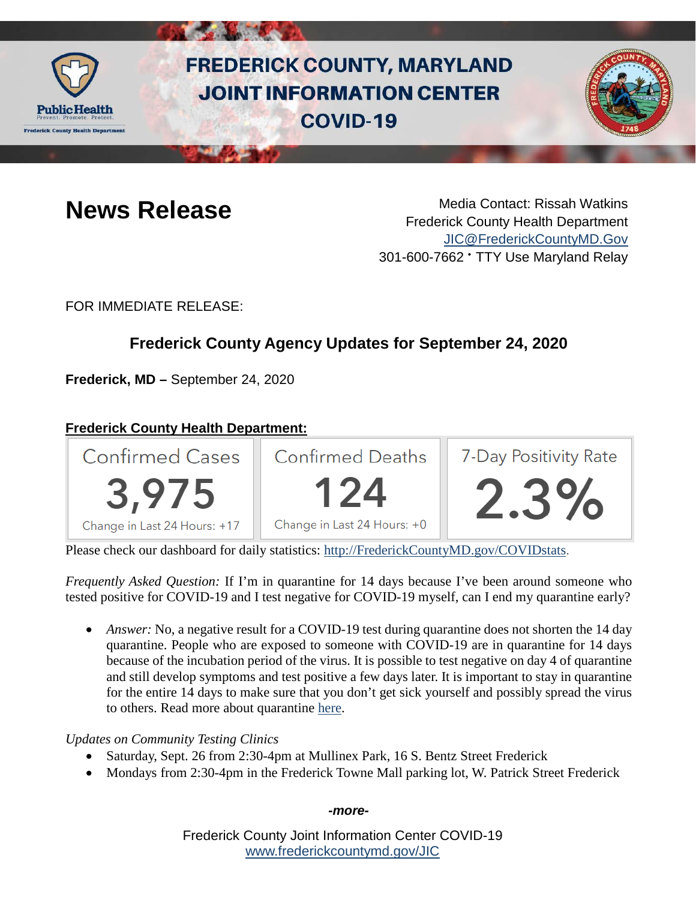# FREDERICK COUNTY, MARYLAND JOINT INFORMATION CENTER COVID-19

## News Release

Media Contact: Rissah Watkins
Frederick County Health Department
JIC@FrederickCountyMD.Gov
301-600-7662 • TTY Use Maryland Relay

FOR IMMEDIATE RELEASE:

### Frederick County Agency Updates for September 24, 2020

**Frederick, MD –** September 24, 2020

**Frederick County Health Department:**

| Confirmed Cases | Confirmed Deaths | 7-Day Positivity Rate |
|---|---|---|
| 3,975 | 124 | 2.3% |
| Change in Last 24 Hours: +17 | Change in Last 24 Hours: +0 | |

Please check our dashboard for daily statistics: http://FrederickCountyMD.gov/COVIDstats.

*Frequently Asked Question:* If I'm in quarantine for 14 days because I've been around someone who tested positive for COVID-19 and I test negative for COVID-19 myself, can I end my quarantine early?

- *Answer:* No, a negative result for a COVID-19 test during quarantine does not shorten the 14 day quarantine. People who are exposed to someone with COVID-19 are in quarantine for 14 days because of the incubation period of the virus. It is possible to test negative on day 4 of quarantine and still develop symptoms and test positive a few days later. It is important to stay in quarantine for the entire 14 days to make sure that you don't get sick yourself and possibly spread the virus to others. Read more about quarantine here.

*Updates on Community Testing Clinics*

- Saturday, Sept. 26 from 2:30-4pm at Mullinex Park, 16 S. Bentz Street Frederick
- Mondays from 2:30-4pm in the Frederick Towne Mall parking lot, W. Patrick Street Frederick

***-more-***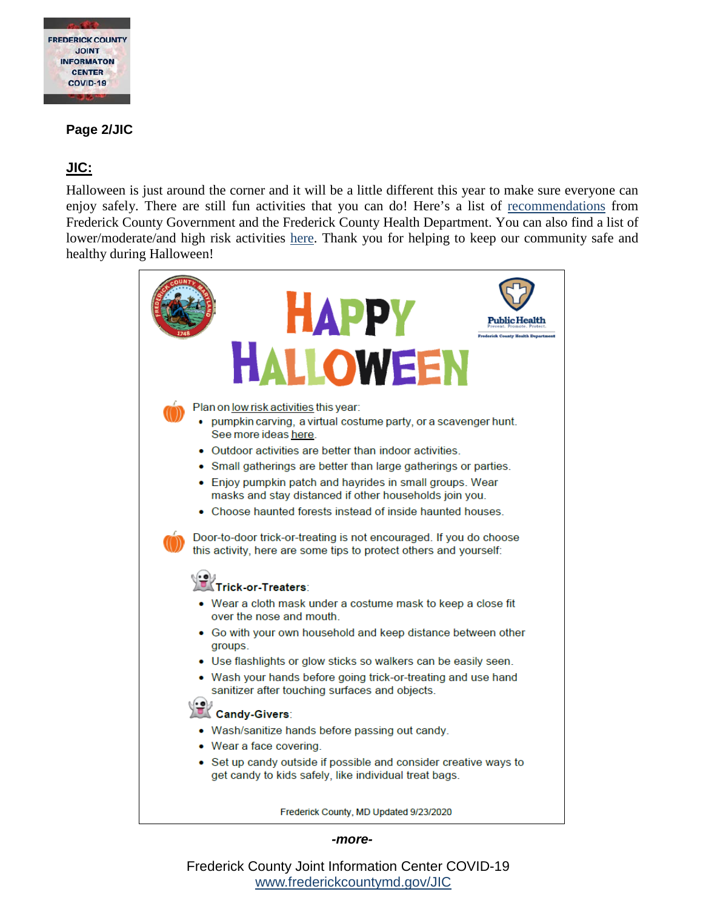**Page 2/JIC**

**JIC:**

Halloween is just around the corner and it will be a little different this year to make sure everyone can enjoy safely. There are still fun activities that you can do! Here's a list of recommendations from Frederick County Government and the Frederick County Health Department. You can also find a list of lower/moderate/and high risk activities here. Thank you for helping to keep our community safe and healthy during Halloween!

# HAPPY HALLOWEEN

Plan on low risk activities this year:

- pumpkin carving, a virtual costume party, or a scavenger hunt. See more ideas here.
- Outdoor activities are better than indoor activities.
- Small gatherings are better than large gatherings or parties.
- Enjoy pumpkin patch and hayrides in small groups. Wear masks and stay distanced if other households join you.
- Choose haunted forests instead of inside haunted houses.

Door-to-door trick-or-treating is not encouraged. If you do choose this activity, here are some tips to protect others and yourself:

**Trick-or-Treaters**:

- Wear a cloth mask under a costume mask to keep a close fit over the nose and mouth.
- Go with your own household and keep distance between other groups.
- Use flashlights or glow sticks so walkers can be easily seen.
- Wash your hands before going trick-or-treating and use hand sanitizer after touching surfaces and objects.

**Candy-Givers**:

- Wash/sanitize hands before passing out candy.
- Wear a face covering.
- Set up candy outside if possible and consider creative ways to get candy to kids safely, like individual treat bags.

Frederick County, MD Updated 9/23/2020

*-more-*

Frederick County Joint Information Center COVID-19
www.frederickcountymd.gov/JIC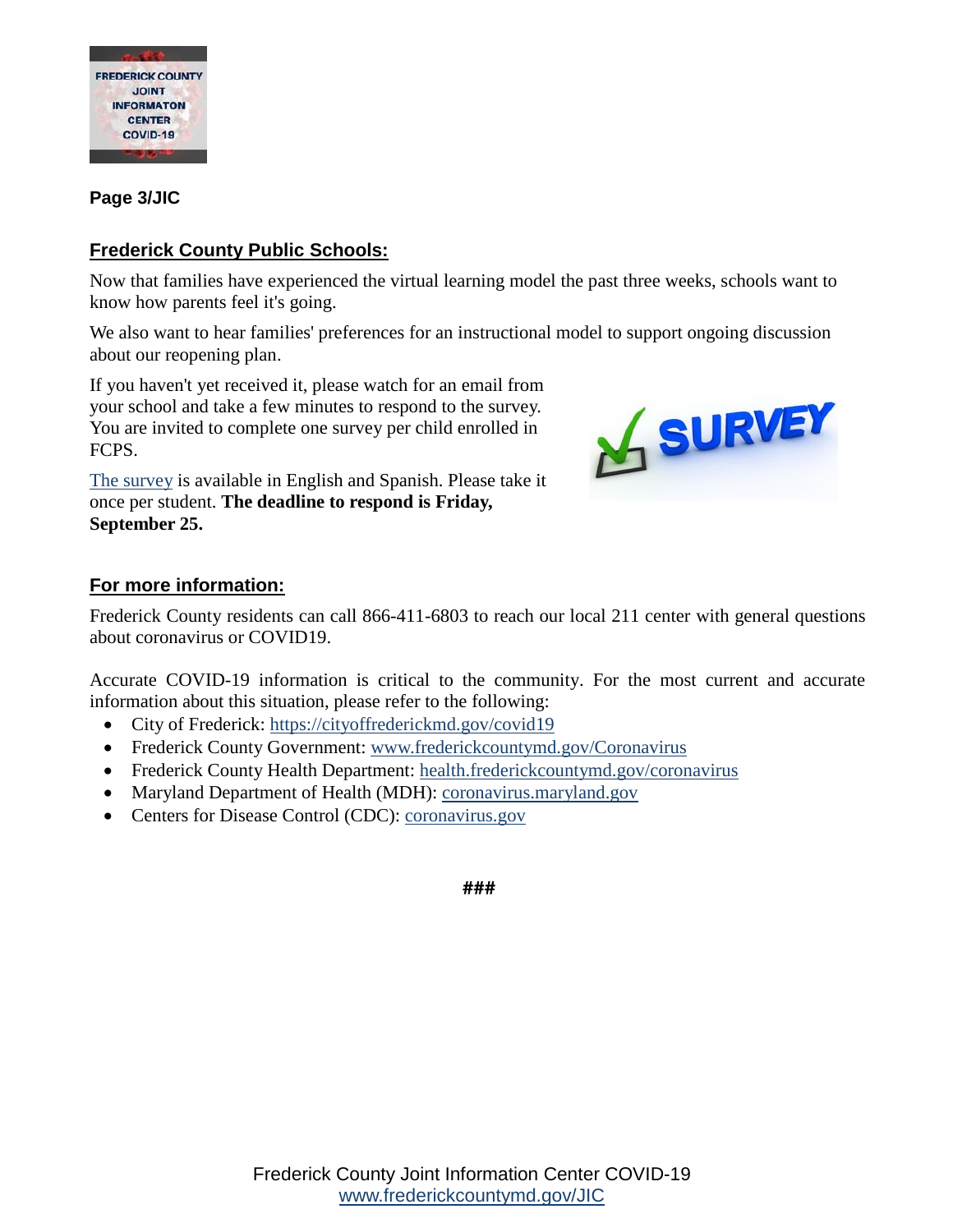**Page 3/JIC**

## Frederick County Public Schools:

Now that families have experienced the virtual learning model the past three weeks, schools want to know how parents feel it's going.

We also want to hear families' preferences for an instructional model to support ongoing discussion about our reopening plan.

If you haven't yet received it, please watch for an email from your school and take a few minutes to respond to the survey. You are invited to complete one survey per child enrolled in FCPS.

The survey is available in English and Spanish. Please take it once per student. **The deadline to respond is Friday, September 25.**

## For more information:

Frederick County residents can call 866-411-6803 to reach our local 211 center with general questions about coronavirus or COVID19.

Accurate COVID-19 information is critical to the community. For the most current and accurate information about this situation, please refer to the following:

- City of Frederick: https://cityoffrederickmd.gov/covid19
- Frederick County Government: www.frederickcountymd.gov/Coronavirus
- Frederick County Health Department: health.frederickcountymd.gov/coronavirus
- Maryland Department of Health (MDH): coronavirus.maryland.gov
- Centers for Disease Control (CDC): coronavirus.gov

###